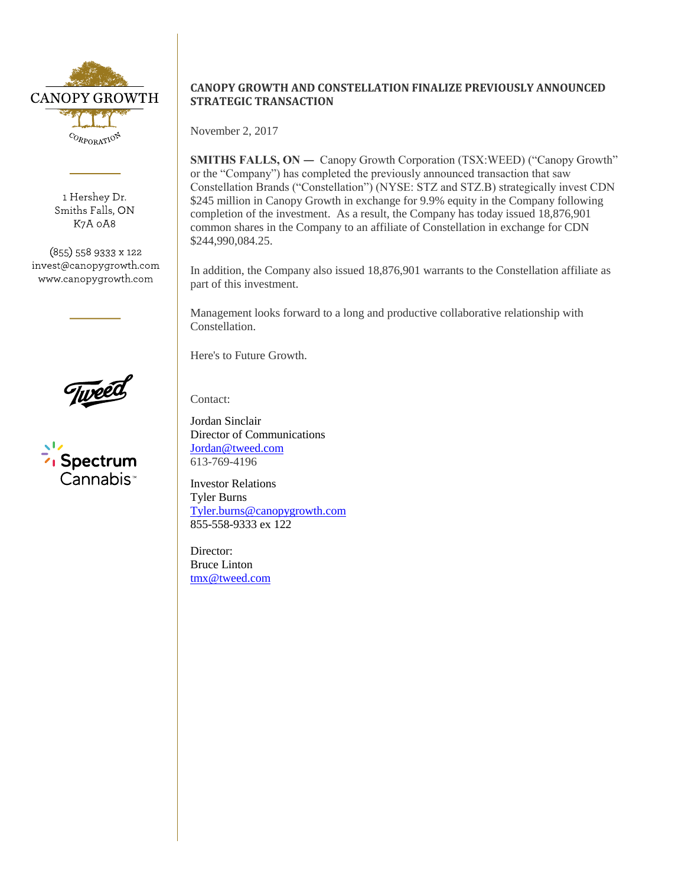CANOPY GROWTH

CORPORATION

1 Hershey Dr.
Smiths Falls, ON
K7A 0A8

(855) 558 9333 x 122
invest@canopygrowth.com
www.canopygrowth.com

Tweed

Spectrum Cannabis™

**CANOPY GROWTH AND CONSTELLATION FINALIZE PREVIOUSLY ANNOUNCED STRATEGIC TRANSACTION**

November 2, 2017

**SMITHS FALLS, ON —** Canopy Growth Corporation (TSX:WEED) ("Canopy Growth" or the "Company") has completed the previously announced transaction that saw Constellation Brands ("Constellation") (NYSE: STZ and STZ.B) strategically invest CDN $245 million in Canopy Growth in exchange for 9.9% equity in the Company following completion of the investment. As a result, the Company has today issued 18,876,901 common shares in the Company to an affiliate of Constellation in exchange for CDN $244,990,084.25.

In addition, the Company also issued 18,876,901 warrants to the Constellation affiliate as part of this investment.

Management looks forward to a long and productive collaborative relationship with Constellation.

Here's to Future Growth.

Contact:

Jordan Sinclair
Director of Communications
Jordan@tweed.com
613-769-4196

Investor Relations
Tyler Burns
Tyler.burns@canopygrowth.com
855-558-9333 ex 122

Director:
Bruce Linton
tmx@tweed.com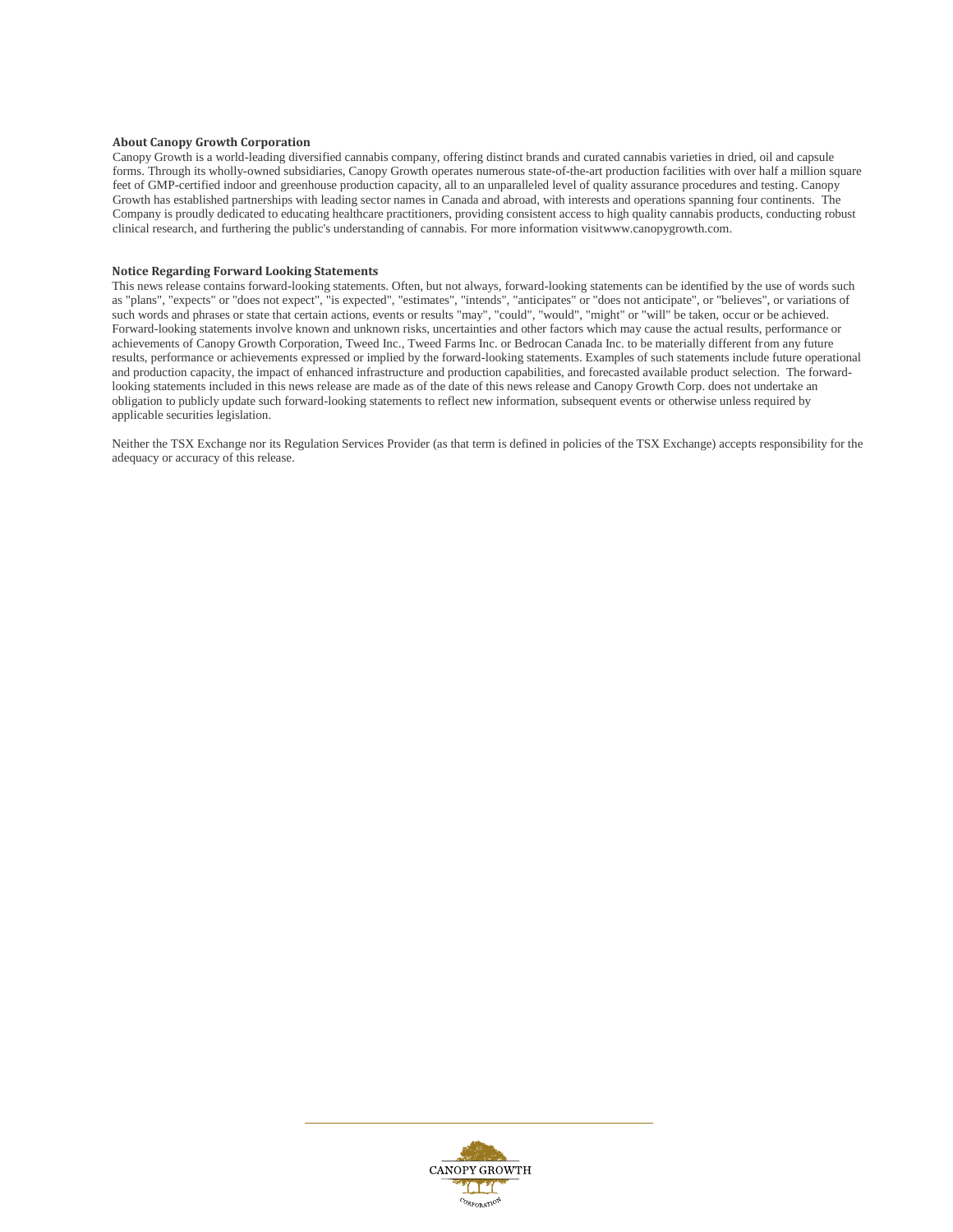**About Canopy Growth Corporation**

Canopy Growth is a world-leading diversified cannabis company, offering distinct brands and curated cannabis varieties in dried, oil and capsule forms. Through its wholly-owned subsidiaries, Canopy Growth operates numerous state-of-the-art production facilities with over half a million square feet of GMP-certified indoor and greenhouse production capacity, all to an unparalleled level of quality assurance procedures and testing. Canopy Growth has established partnerships with leading sector names in Canada and abroad, with interests and operations spanning four continents. The Company is proudly dedicated to educating healthcare practitioners, providing consistent access to high quality cannabis products, conducting robust clinical research, and furthering the public's understanding of cannabis. For more information visitwww.canopygrowth.com.

**Notice Regarding Forward Looking Statements**

This news release contains forward-looking statements. Often, but not always, forward-looking statements can be identified by the use of words such as "plans", "expects" or "does not expect", "is expected", "estimates", "intends", "anticipates" or "does not anticipate", or "believes", or variations of such words and phrases or state that certain actions, events or results "may", "could", "would", "might" or "will" be taken, occur or be achieved. Forward-looking statements involve known and unknown risks, uncertainties and other factors which may cause the actual results, performance or achievements of Canopy Growth Corporation, Tweed Inc., Tweed Farms Inc. or Bedrocan Canada Inc. to be materially different from any future results, performance or achievements expressed or implied by the forward-looking statements. Examples of such statements include future operational and production capacity, the impact of enhanced infrastructure and production capabilities, and forecasted available product selection. The forward-looking statements included in this news release are made as of the date of this news release and Canopy Growth Corp. does not undertake an obligation to publicly update such forward-looking statements to reflect new information, subsequent events or otherwise unless required by applicable securities legislation.

Neither the TSX Exchange nor its Regulation Services Provider (as that term is defined in policies of the TSX Exchange) accepts responsibility for the adequacy or accuracy of this release.